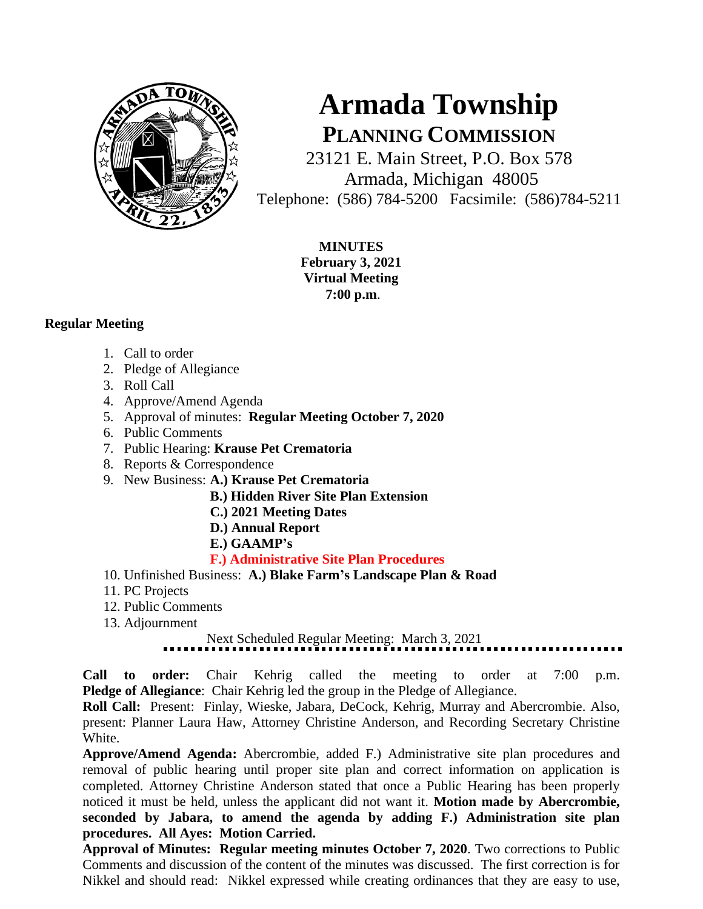# Armada Township

## PLANNING COMMISSION

23121 E. Main Street, P.O. Box 578
Armada, Michigan 48005
Telephone: (586) 784-5200 Facsimile: (586)784-5211

**MINUTES**
**February 3, 2021**
**Virtual Meeting**
**7:00 p.m**.

### Regular Meeting

1. Call to order
2. Pledge of Allegiance
3. Roll Call
4. Approve/Amend Agenda
5. Approval of minutes: **Regular Meeting October 7, 2020**
6. Public Comments
7. Public Hearing: **Krause Pet Crematoria**
8. Reports & Correspondence
9. New Business: **A.) Krause Pet Crematoria**
   **B.) Hidden River Site Plan Extension**
   **C.) 2021 Meeting Dates**
   **D.) Annual Report**
   **E.) GAAMP's**
   **F.) Administrative Site Plan Procedures**
10. Unfinished Business: **A.) Blake Farm's Landscape Plan & Road**
11. PC Projects
12. Public Comments
13. Adjournment

Next Scheduled Regular Meeting: March 3, 2021

**Call to order:** Chair Kehrig called the meeting to order at 7:00 p.m. **Pledge of Allegiance**: Chair Kehrig led the group in the Pledge of Allegiance.
**Roll Call:** Present: Finlay, Wieske, Jabara, DeCock, Kehrig, Murray and Abercrombie. Also, present: Planner Laura Haw, Attorney Christine Anderson, and Recording Secretary Christine White.
**Approve/Amend Agenda:** Abercrombie, added F.) Administrative site plan procedures and removal of public hearing until proper site plan and correct information on application is completed. Attorney Christine Anderson stated that once a Public Hearing has been properly noticed it must be held, unless the applicant did not want it. **Motion made by Abercrombie, seconded by Jabara, to amend the agenda by adding F.) Administration site plan procedures. All Ayes: Motion Carried.**
**Approval of Minutes: Regular meeting minutes October 7, 2020**. Two corrections to Public Comments and discussion of the content of the minutes was discussed. The first correction is for Nikkel and should read: Nikkel expressed while creating ordinances that they are easy to use,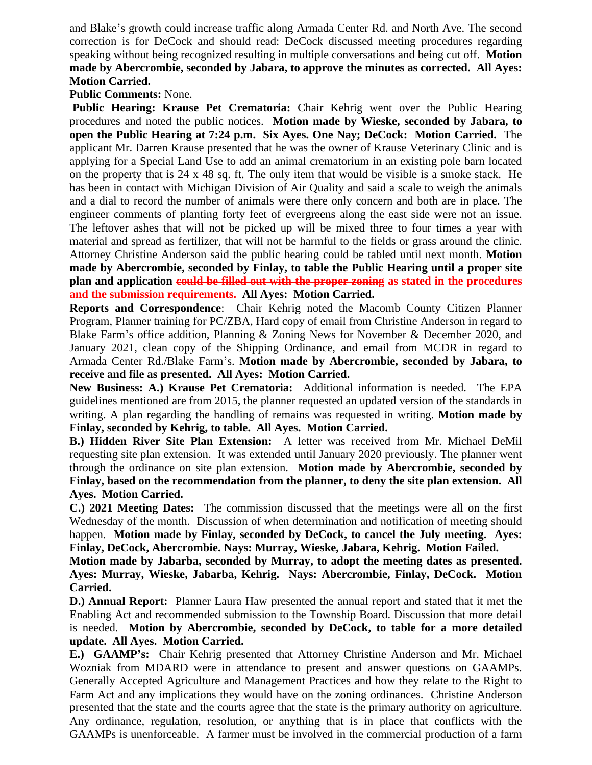and Blake's growth could increase traffic along Armada Center Rd. and North Ave. The second correction is for DeCock and should read: DeCock discussed meeting procedures regarding speaking without being recognized resulting in multiple conversations and being cut off. **Motion made by Abercrombie, seconded by Jabara, to approve the minutes as corrected. All Ayes: Motion Carried.**

**Public Comments:** None.

**Public Hearing: Krause Pet Crematoria:** Chair Kehrig went over the Public Hearing procedures and noted the public notices. **Motion made by Wieske, seconded by Jabara, to open the Public Hearing at 7:24 p.m. Six Ayes. One Nay; DeCock: Motion Carried.** The applicant Mr. Darren Krause presented that he was the owner of Krause Veterinary Clinic and is applying for a Special Land Use to add an animal crematorium in an existing pole barn located on the property that is 24 x 48 sq. ft. The only item that would be visible is a smoke stack. He has been in contact with Michigan Division of Air Quality and said a scale to weigh the animals and a dial to record the number of animals were there only concern and both are in place. The engineer comments of planting forty feet of evergreens along the east side were not an issue. The leftover ashes that will not be picked up will be mixed three to four times a year with material and spread as fertilizer, that will not be harmful to the fields or grass around the clinic. Attorney Christine Anderson said the public hearing could be tabled until next month. **Motion made by Abercrombie, seconded by Finlay, to table the Public Hearing until a proper site plan and application ~~could be filled out with the proper zoning~~ as stated in the procedures and the submission requirements. All Ayes: Motion Carried.**

**Reports and Correspondence**: Chair Kehrig noted the Macomb County Citizen Planner Program, Planner training for PC/ZBA, Hard copy of email from Christine Anderson in regard to Blake Farm's office addition, Planning & Zoning News for November & December 2020, and January 2021, clean copy of the Shipping Ordinance, and email from MCDR in regard to Armada Center Rd./Blake Farm's. **Motion made by Abercrombie, seconded by Jabara, to receive and file as presented. All Ayes: Motion Carried.**

**New Business: A.) Krause Pet Crematoria:** Additional information is needed. The EPA guidelines mentioned are from 2015, the planner requested an updated version of the standards in writing. A plan regarding the handling of remains was requested in writing. **Motion made by Finlay, seconded by Kehrig, to table. All Ayes. Motion Carried.**

**B.) Hidden River Site Plan Extension:** A letter was received from Mr. Michael DeMil requesting site plan extension. It was extended until January 2020 previously. The planner went through the ordinance on site plan extension. **Motion made by Abercrombie, seconded by Finlay, based on the recommendation from the planner, to deny the site plan extension. All Ayes. Motion Carried.**

**C.) 2021 Meeting Dates:** The commission discussed that the meetings were all on the first Wednesday of the month. Discussion of when determination and notification of meeting should happen. **Motion made by Finlay, seconded by DeCock, to cancel the July meeting. Ayes: Finlay, DeCock, Abercrombie. Nays: Murray, Wieske, Jabara, Kehrig. Motion Failed.**

**Motion made by Jabarba, seconded by Murray, to adopt the meeting dates as presented. Ayes: Murray, Wieske, Jabarba, Kehrig. Nays: Abercrombie, Finlay, DeCock. Motion Carried.**

**D.) Annual Report:** Planner Laura Haw presented the annual report and stated that it met the Enabling Act and recommended submission to the Township Board. Discussion that more detail is needed. **Motion by Abercrombie, seconded by DeCock, to table for a more detailed update. All Ayes. Motion Carried.**

**E.) GAAMP's:** Chair Kehrig presented that Attorney Christine Anderson and Mr. Michael Wozniak from MDARD were in attendance to present and answer questions on GAAMPs. Generally Accepted Agriculture and Management Practices and how they relate to the Right to Farm Act and any implications they would have on the zoning ordinances. Christine Anderson presented that the state and the courts agree that the state is the primary authority on agriculture. Any ordinance, regulation, resolution, or anything that is in place that conflicts with the GAAMPs is unenforceable. A farmer must be involved in the commercial production of a farm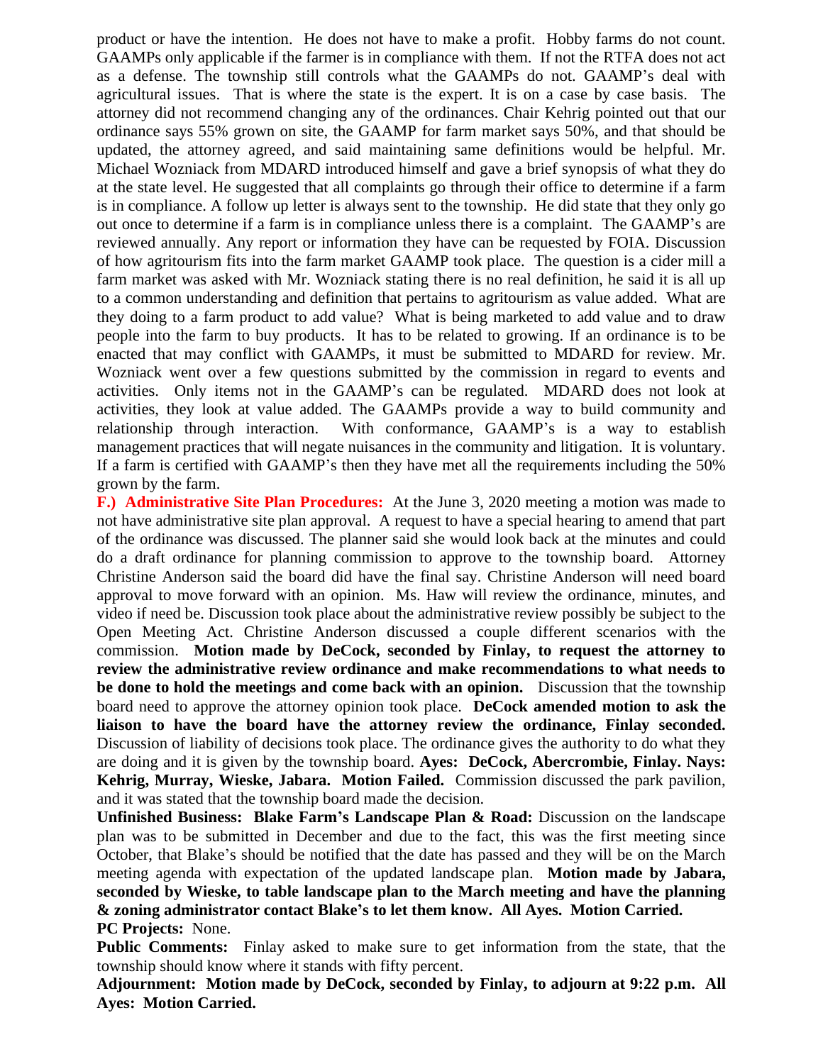product or have the intention. He does not have to make a profit. Hobby farms do not count. GAAMPs only applicable if the farmer is in compliance with them. If not the RTFA does not act as a defense. The township still controls what the GAAMPs do not. GAAMP's deal with agricultural issues. That is where the state is the expert. It is on a case by case basis. The attorney did not recommend changing any of the ordinances. Chair Kehrig pointed out that our ordinance says 55% grown on site, the GAAMP for farm market says 50%, and that should be updated, the attorney agreed, and said maintaining same definitions would be helpful. Mr. Michael Wozniack from MDARD introduced himself and gave a brief synopsis of what they do at the state level. He suggested that all complaints go through their office to determine if a farm is in compliance. A follow up letter is always sent to the township. He did state that they only go out once to determine if a farm is in compliance unless there is a complaint. The GAAMP's are reviewed annually. Any report or information they have can be requested by FOIA. Discussion of how agritourism fits into the farm market GAAMP took place. The question is a cider mill a farm market was asked with Mr. Wozniack stating there is no real definition, he said it is all up to a common understanding and definition that pertains to agritourism as value added. What are they doing to a farm product to add value? What is being marketed to add value and to draw people into the farm to buy products. It has to be related to growing. If an ordinance is to be enacted that may conflict with GAAMPs, it must be submitted to MDARD for review. Mr. Wozniack went over a few questions submitted by the commission in regard to events and activities. Only items not in the GAAMP's can be regulated. MDARD does not look at activities, they look at value added. The GAAMPs provide a way to build community and relationship through interaction. With conformance, GAAMP's is a way to establish management practices that will negate nuisances in the community and litigation. It is voluntary. If a farm is certified with GAAMP's then they have met all the requirements including the 50% grown by the farm.

**F.) Administrative Site Plan Procedures:** At the June 3, 2020 meeting a motion was made to not have administrative site plan approval. A request to have a special hearing to amend that part of the ordinance was discussed. The planner said she would look back at the minutes and could do a draft ordinance for planning commission to approve to the township board. Attorney Christine Anderson said the board did have the final say. Christine Anderson will need board approval to move forward with an opinion. Ms. Haw will review the ordinance, minutes, and video if need be. Discussion took place about the administrative review possibly be subject to the Open Meeting Act. Christine Anderson discussed a couple different scenarios with the commission. **Motion made by DeCock, seconded by Finlay, to request the attorney to review the administrative review ordinance and make recommendations to what needs to be done to hold the meetings and come back with an opinion.** Discussion that the township board need to approve the attorney opinion took place. **DeCock amended motion to ask the liaison to have the board have the attorney review the ordinance, Finlay seconded.** Discussion of liability of decisions took place. The ordinance gives the authority to do what they are doing and it is given by the township board. **Ayes: DeCock, Abercrombie, Finlay. Nays: Kehrig, Murray, Wieske, Jabara. Motion Failed.** Commission discussed the park pavilion, and it was stated that the township board made the decision.

**Unfinished Business: Blake Farm's Landscape Plan & Road:** Discussion on the landscape plan was to be submitted in December and due to the fact, this was the first meeting since October, that Blake's should be notified that the date has passed and they will be on the March meeting agenda with expectation of the updated landscape plan. **Motion made by Jabara, seconded by Wieske, to table landscape plan to the March meeting and have the planning & zoning administrator contact Blake's to let them know. All Ayes. Motion Carried.**

**PC Projects:** None.

**Public Comments:** Finlay asked to make sure to get information from the state, that the township should know where it stands with fifty percent.

**Adjournment: Motion made by DeCock, seconded by Finlay, to adjourn at 9:22 p.m. All Ayes: Motion Carried.**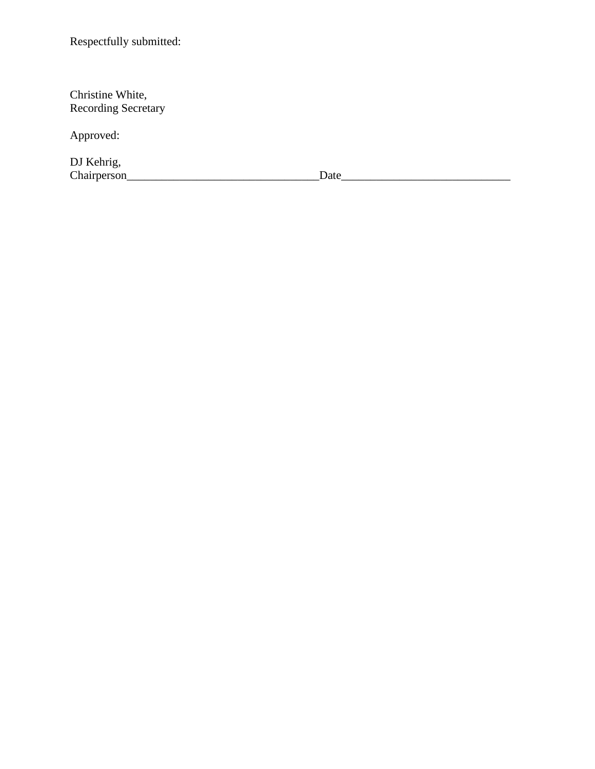Respectfully submitted:

Christine White,
Recording Secretary

Approved:

DJ Kehrig,
Chairperson__________________________________Date______________________________